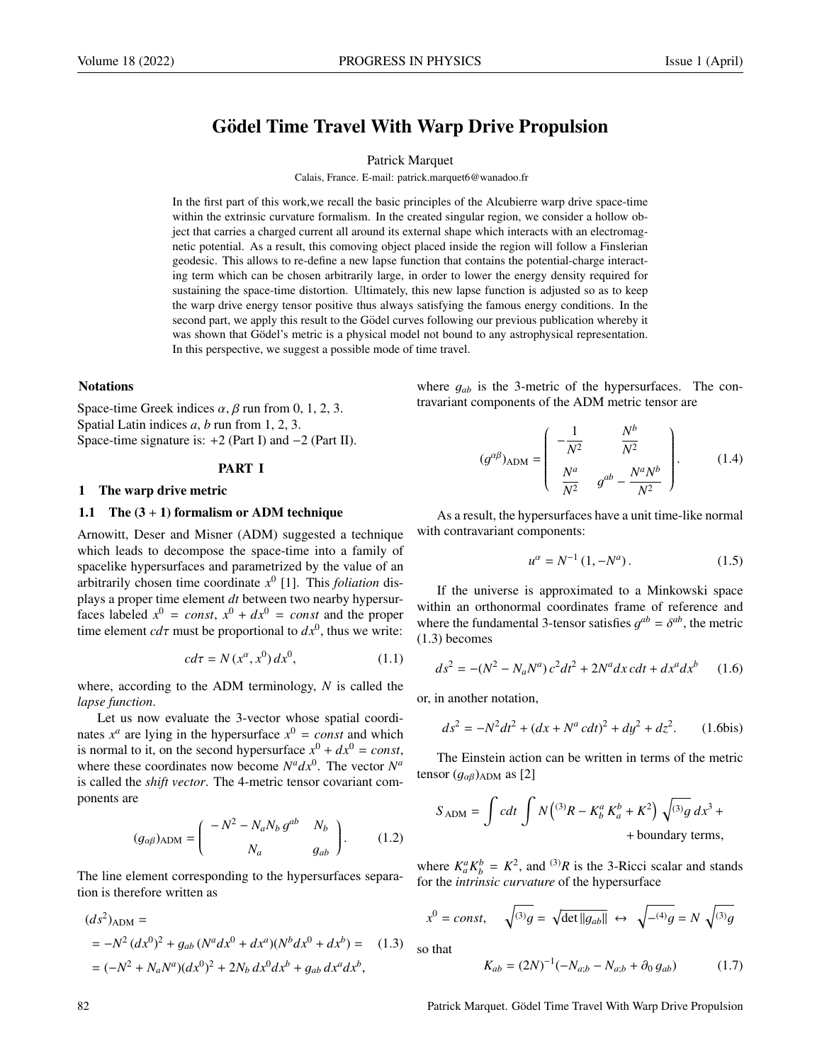# Gödel Time Travel With Warp Drive Propulsion

Patrick Marquet

Calais, France. E-mail: patrick.marquet6@wanadoo.fr

In the first part of this work,we recall the basic principles of the Alcubierre warp drive space-time within the extrinsic curvature formalism. In the created singular region, we consider a hollow object that carries a charged current all around its external shape which interacts with an electromagnetic potential. As a result, this comoving object placed inside the region will follow a Finslerian geodesic. This allows to re-define a new lapse function that contains the potential-charge interacting term which can be chosen arbitrarily large, in order to lower the energy density required for sustaining the space-time distortion. Ultimately, this new lapse function is adjusted so as to keep the warp drive energy tensor positive thus always satisfying following the famous energy conditions. In the second part, we apply this result to the Gödel curves following our previous publication whereby it was shown that Gödel's metric is a physical model not bound to any astrophysical representation. In this perspective, we suggest a possible mode of time travel.

### Notations

Space-time Greek indices $\alpha, \beta$ run from 0, 1, 2, 3.
Spatial Latin indices $a, b$ run from 1, 2, 3.
Space-time signature is: $+2$ (Part I) and $-2$ (Part II).

## PART I

## 1 The warp drive metric

### 1.1 The $(3 + 1)$ formalism or ADM technique

Arnowitt, Deser and Misner (ADM) suggested a technique which leads to decompose the space-time into a family of spacelike hypersurfaces and parametrized by the value of an arbitrarily chosen time coordinate $x^0$ [1]. This *foliation* displays a proper time element $dt$ between two nearby hypersurfaces labeled $x^0 = const$, $x^0 + dx^0 = const$ and the proper time element $cd\tau$ must be proportional to $dx^0$, thus we write:

$$cd\tau = N(x^\alpha, x^0)\, dx^0, \tag{1.1}$$

where, according to the ADM terminology, $N$ is called the *lapse function*.

Let us now evaluate the 3-vector whose spatial coordinates $x^a$ are lying in the hypersurface $x^0 = const$ and which is normal to it, on the second hypersurface $x^0 + dx^0 = const$, where these coordinates now become $N^a dx^0$. The vector $N^a$ is called the *shift vector*. The 4-metric tensor covariant components are

$$(g_{\alpha\beta})_{\text{ADM}} = \begin{pmatrix} -N^2 - N_a N_b\, g^{ab} & N_b \\ N_a & g_{ab} \end{pmatrix}. \tag{1.2}$$

The line element corresponding to the hypersurfaces separation is therefore written as

$$\begin{aligned} &(ds^2)_{\text{ADM}} = \\ &= -N^2 (dx^0)^2 + g_{ab} (N^a dx^0 + dx^a)(N^b dx^0 + dx^b) = \\ &= (-N^2 + N_a N^a)(dx^0)^2 + 2N_b\, dx^0 dx^b + g_{ab}\, dx^a dx^b, \end{aligned} \tag{1.3}$$

where $g_{ab}$ is the 3-metric of the hypersurfaces. The contravariant components of the ADM metric tensor are

$$(g^{\alpha\beta})_{\text{ADM}} = \begin{pmatrix} -\dfrac{1}{N^2} & \dfrac{N^b}{N^2} \\ \dfrac{N^a}{N^2} & g^{ab} - \dfrac{N^a N^b}{N^2} \end{pmatrix}. \tag{1.4}$$

As a result, the hypersurfaces have a unit time-like normal with contravariant components:

$$u^\alpha = N^{-1} (1, -N^a)\,. \tag{1.5}$$

If the universe is approximated to a Minkowski space within an orthonormal coordinates frame of reference and where the fundamental 3-tensor satisfies $g^{ab} = \delta^{ab}$, the metric (1.3) becomes

$$ds^2 = -(N^2 - N_a N^a)\, c^2 dt^2 + 2N^a dx\, cdt + dx^a dx^b \tag{1.6}$$

or, in another notation,

$$ds^2 = -N^2 dt^2 + (dx + N^a\, cdt)^2 + dy^2 + dz^2. \tag{1.6bis}$$

The Einstein action can be written in terms of the metric tensor $(g_{\alpha\beta})_{\text{ADM}}$ as [2]

$$S_{\text{ADM}} = \int cdt \int N\left({}^{(3)}R - K^a_b\, K^b_a + K^2\right) \sqrt{{}^{(3)}g}\; dx^3 + \\ + \text{boundary terms},$$

where $K^a_a K^b_b = K^2$, and ${}^{(3)}R$ is the 3-Ricci scalar and stands for the *intrinsic curvature* of the hypersurface

$$x^0 = const, \quad \sqrt{{}^{(3)}g} = \sqrt{\det \|g_{ab}\|} \;\leftrightarrow\; \sqrt{-{}^{(4)}g} = N\sqrt{{}^{(3)}g}$$

so that

$$K_{ab} = (2N)^{-1}(-N_{a;b} - N_{a;b} + \partial_0\, g_{ab}) \tag{1.7}$$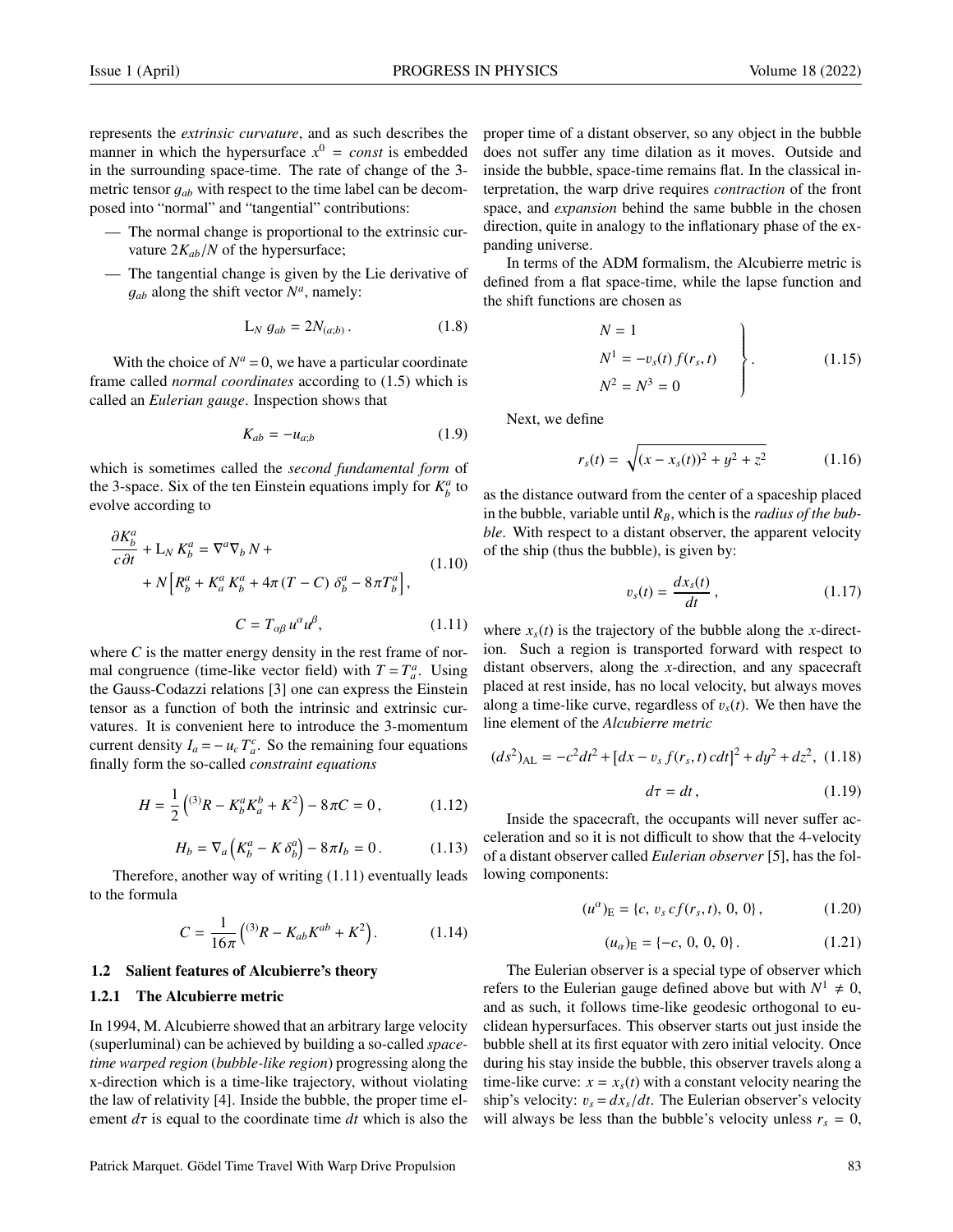represents the *extrinsic curvature*, and as such describes the manner in which the hypersurface $x^0 = const$ is embedded in the surrounding space-time. The rate of change of the 3-metric tensor $g_{ab}$ with respect to the time label can be decomposed into "normal" and "tangential" contributions:

- The normal change is proportional to the extrinsic curvature $2K_{ab}/N$ of the hypersurface;
- The tangential change is given by the Lie derivative of $g_{ab}$ along the shift vector $N^a$, namely:

$$\mathrm{L}_N\, g_{ab} = 2N_{(a;b)}\,. \tag{1.8}$$

With the choice of $N^a = 0$, we have a particular coordinate frame called *normal coordinates* according to (1.5) which is called an *Eulerian gauge*. Inspection shows that

$$K_{ab} = -u_{a;b} \tag{1.9}$$

which is sometimes called the *second fundamental form* of the 3-space. Six of the ten Einstein equations imply for $K^a_b$ to evolve according to

$$\begin{aligned}\frac{\partial K^a_b}{c\,\partial t} &+ \mathrm{L}_N\, K^a_b = \nabla^a \nabla_b\, N + \\ &+ N\left[R^a_b + K^a_a\, K^a_b + 4\pi\,(T - C)\,\delta^a_b - 8\pi T^a_b\right],\end{aligned} \tag{1.10}$$

$$C = T_{\alpha\beta}\, u^\alpha u^\beta, \tag{1.11}$$

where $C$ is the matter energy density in the rest frame of normal congruence (time-like vector field) with $T = T^a_a$. Using the Gauss-Codazzi relations [3] one can express the Einstein tensor as a function of both the intrinsic and extrinsic curvatures. It is convenient here to introduce the 3-momentum current density $I_a = -\,u_c\, T^c_a$. So the remaining four equations finally form the so-called *constraint equations*

$$H = \frac{1}{2}\left({}^{(3)}R - K^a_b K^b_a + K^2\right) - 8\pi C = 0\,, \tag{1.12}$$

$$H_b = \nabla_a \left(K^a_b - K\,\delta^a_b\right) - 8\pi I_b = 0\,. \tag{1.13}$$

Therefore, another way of writing (1.11) eventually leads to the formula

$$C = \frac{1}{16\pi}\left({}^{(3)}R - K_{ab}K^{ab} + K^2\right). \tag{1.14}$$

### 1.2 Salient features of Alcubierre's theory

#### 1.2.1 The Alcubierre metric

In 1994, M. Alcubierre showed that an arbitrary large velocity (superluminal) can be achieved by building a so-called *space-time warped region* (*bubble-like region*) progressing along the x-direction which is a time-like trajectory, without violating the law of relativity [4]. Inside the bubble, the proper time element $d\tau$ is equal to the coordinate time $dt$ which is also the proper time of a distant observer, so any object in the bubble does not suffer any time dilation as it moves. Outside and inside the bubble, space-time remains flat. In the classical interpretation, the warp drive requires *contraction* of the front space, and *expansion* behind the same bubble in the chosen direction, quite in analogy to the inflationary phase of the expanding universe.

In terms of the ADM formalism, the Alcubierre metric is defined from a flat space-time, while the lapse function and the shift functions are chosen as

$$\left.\begin{aligned} &N = 1 \\ &N^1 = -v_s(t)\, f(r_s, t) \\ &N^2 = N^3 = 0 \end{aligned}\right\}. \tag{1.15}$$

Next, we define

$$r_s(t) = \sqrt{(x - x_s(t))^2 + y^2 + z^2} \tag{1.16}$$

as the distance outward from the center of a spaceship placed in the bubble, variable until $R_B$, which is the *radius of the bubble*. With respect to a distant observer, the apparent velocity of the ship (thus the bubble), is given by:

$$v_s(t) = \frac{dx_s(t)}{dt}\,, \tag{1.17}$$

where $x_s(t)$ is the trajectory of the bubble along the $x$-direction. Such a region is transported forward with respect to distant observers, along the $x$-direction, and any spacecraft placed at rest inside, has no local velocity, but always moves along a time-like curve, regardless of $v_s(t)$. We then have the line element of the *Alcubierre metric*

$$(ds^2)_{\mathrm{AL}} = -c^2 dt^2 + \left[dx - v_s\, f(r_s, t)\, c dt\right]^2 + dy^2 + dz^2, \tag{1.18}$$

$$d\tau = dt\,, \tag{1.19}$$

Inside the spacecraft, the occupants will never suffer acceleration and so it is not difficult to show that the 4-velocity of a distant observer called *Eulerian observer* [5], has the following components:

$$(u^\alpha)_{\mathrm{E}} = \{c,\ v_s\, c f(r_s, t),\ 0,\ 0\}\,, \tag{1.20}$$

$$(u_\alpha)_{\mathrm{E}} = \{-c,\ 0,\ 0,\ 0\}\,. \tag{1.21}$$

The Eulerian observer is a special type of observer which refers to the Eulerian gauge defined above but with $N^1 \neq 0$, and as such, it follows time-like geodesic orthogonal to euclidean hypersurfaces. This observer starts out just inside the bubble shell at its first equator with zero initial velocity. Once during his stay inside the bubble, this observer travels along a time-like curve: $x = x_s(t)$ with a constant velocity nearing the ship's velocity: $v_s = dx_s/dt$. The Eulerian observer's velocity will always be less than the bubble's velocity unless $r_s = 0$,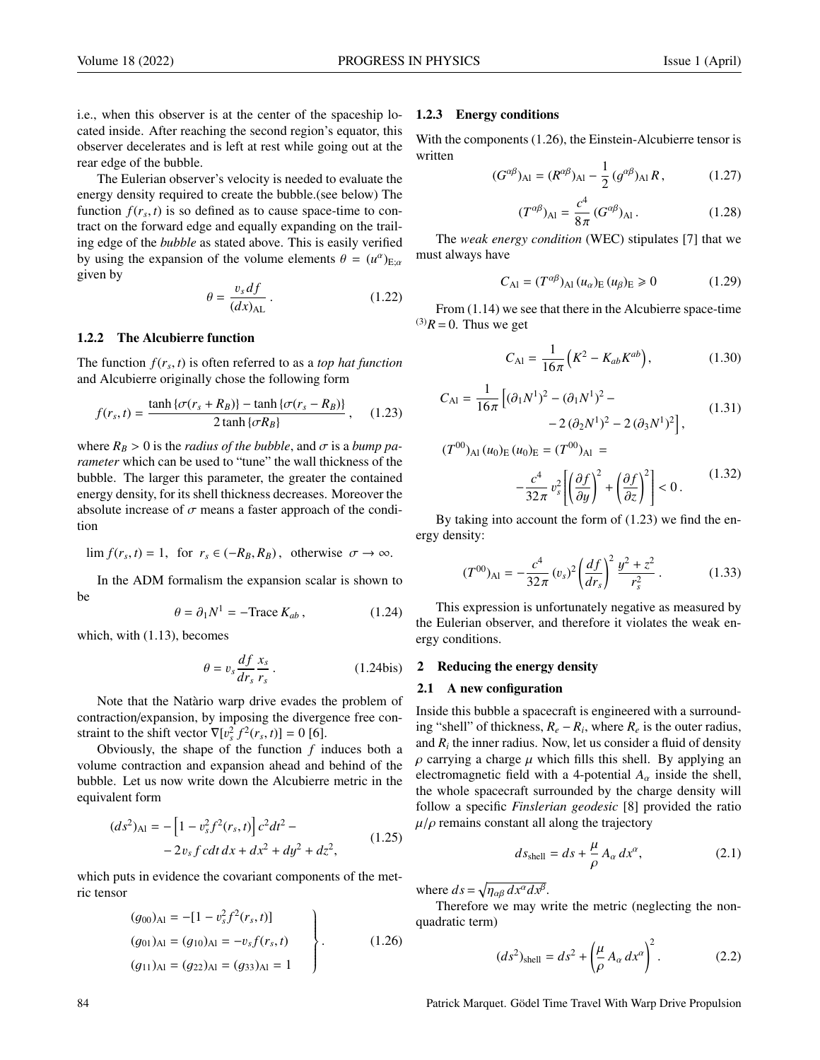i.e., when this observer is at the center of the spaceship located inside. After reaching the second region's equator, this observer decelerates and is left at rest while going out at the rear edge of the bubble.

The Eulerian observer's velocity is needed to evaluate the energy density required to create the bubble.(see below) The function $f(r_s, t)$ is so defined as to cause space-time to contract on the forward edge and equally expanding on the trailing edge of the *bubble* as stated above. This is easily verified by using the expansion of the volume elements $\theta = (u^\alpha)_{\mathrm{E};\alpha}$ given by

$$\theta = \frac{v_s\, df}{(dx)_{\mathrm{AL}}}\,. \tag{1.22}$$

### 1.2.2 The Alcubierre function

The function $f(r_s, t)$ is often referred to as a *top hat function* and Alcubierre originally chose the following form

$$f(r_s, t) = \frac{\tanh\{\sigma(r_s + R_B)\} - \tanh\{\sigma(r_s - R_B)\}}{2\tanh\{\sigma R_B\}}\,, \tag{1.23}$$

where $R_B > 0$ is the *radius of the bubble*, and $\sigma$ is a *bump parameter* which can be used to "tune" the wall thickness of the bubble. The larger this parameter, the greater the contained energy density, for its shell thickness decreases. Moreover the absolute increase of $\sigma$ means a faster approach of the condition

$$\lim f(r_s, t) = 1, \ \text{ for } \ r_s \in (-R_B, R_B)\,, \ \text{ otherwise } \ \sigma \to \infty.$$

In the ADM formalism the expansion scalar is shown to be

$$\theta = \partial_1 N^1 = -\mathrm{Trace}\, K_{ab}\,, \tag{1.24}$$

which, with (1.13), becomes

$$\theta = v_s \frac{df}{dr_s}\frac{x_s}{r_s}\,. \tag{1.24bis}$$

Note that the Natàrio warp drive evades the problem of contraction/expansion, by imposing the divergence free constraint to the shift vector $\nabla[v_s^2 f^2(r_s, t)] = 0$ [6].

Obviously, the shape of the function $f$ induces both a volume contraction and expansion ahead and behind of the bubble. Let us now write down the Alcubierre metric in the equivalent form

$$\begin{aligned}(ds^2)_{\mathrm{Al}} = &-\left[1 - v_s^2 f^2(r_s, t)\right]c^2 dt^2 - \\ &- 2v_s f\, c dt\, dx + dx^2 + dy^2 + dz^2,\end{aligned} \tag{1.25}$$

which puts in evidence the covariant components of the metric tensor

$$\left.\begin{aligned}(g_{00})_{\mathrm{Al}} &= -[1 - v_s^2 f^2(r_s, t)] \\ (g_{01})_{\mathrm{Al}} &= (g_{10})_{\mathrm{Al}} = -v_s f(r_s, t) \\ (g_{11})_{\mathrm{Al}} &= (g_{22})_{\mathrm{Al}} = (g_{33})_{\mathrm{Al}} = 1\end{aligned}\right\}. \tag{1.26}$$

### 1.2.3 Energy conditions

With the components (1.26), the Einstein-Alcubierre tensor is written

$$(G^{\alpha\beta})_{\mathrm{Al}} = (R^{\alpha\beta})_{\mathrm{Al}} - \frac{1}{2}\,(g^{\alpha\beta})_{\mathrm{Al}}\, R\,, \tag{1.27}$$

$$(T^{\alpha\beta})_{\mathrm{Al}} = \frac{c^4}{8\pi}\,(G^{\alpha\beta})_{\mathrm{Al}}\,. \tag{1.28}$$

The *weak energy condition* (WEC) stipulates [7] that we must always have

$$C_{\mathrm{Al}} = (T^{\alpha\beta})_{\mathrm{Al}}\,(u_\alpha)_{\mathrm{E}}\,(u_\beta)_{\mathrm{E}} \geqslant 0 \tag{1.29}$$

From (1.14) we see that there in the Alcubierre space-time ${}^{(3)}R = 0$. Thus we get

$$C_{\mathrm{Al}} = \frac{1}{16\pi}\Big(K^2 - K_{ab}K^{ab}\Big), \tag{1.30}$$

$$\begin{aligned}C_{\mathrm{Al}} = \frac{1}{16\pi}\Big[&(\partial_1 N^1)^2 - (\partial_1 N^1)^2 - \\ &- 2\,(\partial_2 N^1)^2 - 2\,(\partial_3 N^1)^2\Big],\end{aligned} \tag{1.31}$$

$$\begin{aligned}(T^{00})_{\mathrm{Al}}\,(u_0)_{\mathrm{E}}\,(u_0)_{\mathrm{E}} = (T^{00})_{\mathrm{Al}} \ = \\ -\frac{c^4}{32\pi}\, v_s^2\left[\left(\frac{\partial f}{\partial y}\right)^2 + \left(\frac{\partial f}{\partial z}\right)^2\right] < 0\,.\end{aligned} \tag{1.32}$$

By taking into account the form of (1.23) we find the energy density:

$$(T^{00})_{\mathrm{Al}} = -\frac{c^4}{32\pi}\,(v_s)^2\left(\frac{df}{dr_s}\right)^2\frac{y^2 + z^2}{r_s^2}\,. \tag{1.33}$$

This expression is unfortunately negative as measured by the Eulerian observer, and therefore it violates the weak energy conditions.

## 2 Reducing the energy density

### 2.1 A new configuration

Inside this bubble a spacecraft is engineered with a surrounding "shell" of thickness, $R_e - R_i$, where $R_e$ is the outer radius, and $R_i$ the inner radius. Now, let us consider a fluid of density $\rho$ carrying a charge $\mu$ which fills this shell. By applying an electromagnetic field with a 4-potential $A_\alpha$ inside the shell, the whole spacecraft surrounded by the charge density will follow a specific *Finslerian geodesic* [8] provided the ratio $\mu/\rho$ remains constant all along the trajectory

$$ds_{\mathrm{shell}} = ds + \frac{\mu}{\rho}\, A_\alpha\, dx^\alpha, \tag{2.1}$$

where $ds = \sqrt{\eta_{\alpha\beta}\, dx^\alpha dx^\beta}$.

Therefore we may write the metric (neglecting the non-quadratic term)

$$(ds^2)_{\mathrm{shell}} = ds^2 + \left(\frac{\mu}{\rho}\, A_\alpha\, dx^\alpha\right)^2. \tag{2.2}$$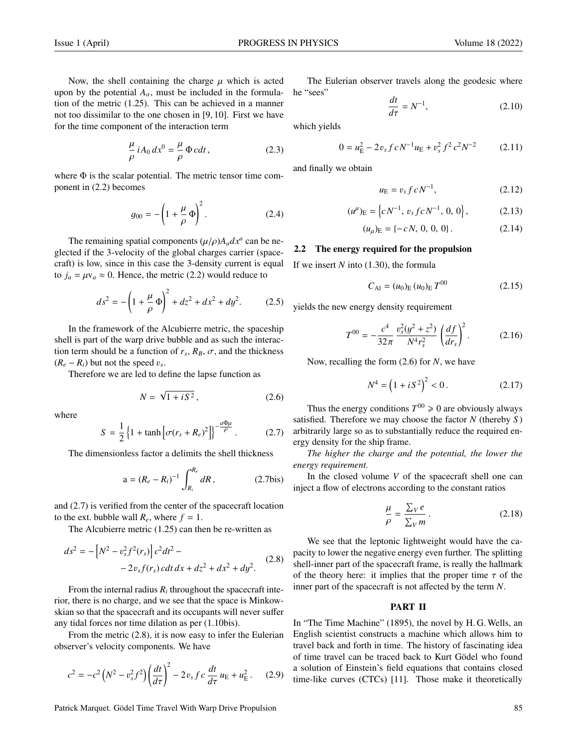Now, the shell containing the charge $\mu$ which is acted upon by the potential $A_\alpha$, must be included in the formulation of the metric (1.25). This can be achieved in a manner not too dissimilar to the one chosen in [9, 10]. First we have for the time component of the interaction term

$$\frac{\mu}{\rho}\, iA_0\, dx^0 = \frac{\mu}{\rho}\,\Phi\, cdt\,, \tag{2.3}$$

where $\Phi$ is the scalar potential. The metric tensor time component in (2.2) becomes

$$g_{00} = -\left(1 + \frac{\mu}{\rho}\,\Phi\right)^2. \tag{2.4}$$

The remaining spatial components $(\mu/\rho)A_a dx^a$ can be neglected if the 3-velocity of the global charges carrier (spacecraft) is low, since in this case the 3-density current is equal to $j_a = \mu \mathrm{v}_a \approx 0$. Hence, the metric (2.2) would reduce to

$$ds^2 = -\left(1 + \frac{\mu}{\rho}\,\Phi\right)^2 + dz^2 + dx^2 + dy^2. \tag{2.5}$$

In the framework of the Alcubierre metric, the spaceship shell is part of the warp drive bubble and as such the interaction term should be a function of $r_s$, $R_B$, $\sigma$, and the thickness $(R_e - R_i)$ but not the speed $v_s$.

Therefore we are led to define the lapse function as

$$N = \sqrt{1 + iS^2}\,, \tag{2.6}$$

where

$$S = \frac{1}{2}\left\{1 + \tanh\left[\sigma(r_s + R_e)^2\right]\right\}^{-\frac{a\Phi\mu}{\rho}}. \tag{2.7}$$

The dimensionless factor a delimits the shell thickness

$$\mathrm{a} = (R_e - R_i)^{-1}\int_{R_i}^{R_e} dR\,, \tag{2.7bis}$$

and (2.7) is verified from the center of the spacecraft location to the ext. bubble wall $R_e$, where $f = 1$.

The Alcubierre metric (1.25) can then be re-written as

$$\begin{aligned} ds^2 = &-\left[N^2 - v_s^2 f^2(r_s)\right] c^2 dt^2 - \\ &- 2v_s f(r_s)\, cdt\, dx + dz^2 + dx^2 + dy^2. \end{aligned} \tag{2.8}$$

From the internal radius $R_i$ throughout the spacecraft interior, there is no charge, and we see that the space is Minkowskian so that the spacecraft and its occupants will never suffer any tidal forces nor time dilation as per (1.10bis).

From the metric (2.8), it is now easy to infer the Eulerian observer's velocity components. We have

$$c^2 = -c^2\left(N^2 - v_s^2 f^2\right)\left(\frac{dt}{d\tau}\right)^2 - 2v_s f c\,\frac{dt}{d\tau}\,u_{\mathrm{E}} + u_{\mathrm{E}}^2\,. \tag{2.9}$$

The Eulerian observer travels along the geodesic where he "sees"

$$\frac{dt}{d\tau} = N^{-1}, \tag{2.10}$$

which yields

$$0 = u_{\mathrm{E}}^2 - 2v_s f c N^{-1} u_{\mathrm{E}} + v_s^2 f^2 c^2 N^{-2} \tag{2.11}$$

and finally we obtain

$$u_{\mathrm{E}} = v_s f c N^{-1}, \tag{2.12}$$

$$(u^\mu)_{\mathrm{E}} = \left\{cN^{-1},\, v_s f c N^{-1},\, 0,\, 0\right\}, \tag{2.13}$$

$$(u_\mu)_{\mathrm{E}} = \{-cN,\, 0,\, 0,\, 0\}\,. \tag{2.14}$$

### 2.2 The energy required for the propulsion

If we insert $N$ into (1.30), the formula

$$C_{\mathrm{Al}} = (u_0)_{\mathrm{E}}\,(u_0)_{\mathrm{E}}\, T^{00} \tag{2.15}$$

yields the new energy density requirement

$$T^{00} = -\frac{c^4}{32\pi}\,\frac{v_s^2(y^2 + z^2)}{N^4 r_s^2}\left(\frac{df}{dr_s}\right)^2. \tag{2.16}$$

Now, recalling the form (2.6) for $N$, we have

$$N^4 = \left(1 + iS^2\right)^2 < 0\,. \tag{2.17}$$

Thus the energy conditions $T^{00} \geqslant 0$ are obviously always satisfied. Therefore we may choose the factor $N$ (thereby $S$) arbitrarily large so as to substantially reduce the required energy density for the ship frame.

*The higher the charge and the potential, the lower the energy requirement.*

In the closed volume $V$ of the spacecraft shell one can inject a flow of electrons according to the constant ratios

$$\frac{\mu}{\rho} = \frac{\sum_V e}{\sum_V m}\,. \tag{2.18}$$

We see that the leptonic lightweight would have the capacity to lower the negative energy even further. The splitting shell-inner part of the spacecraft frame, is really the hallmark of the theory here: it implies that the proper time $\tau$ of the inner part of the spacecraft is not affected by the term $N$.

## PART II

In "The Time Machine" (1895), the novel by H. G. Wells, an English scientist constructs a machine which allows him to travel back and forth in time. The history of fascinating idea of time travel can be traced back to Kurt Gödel who found a solution of Einstein's field equations that contains closed time-like curves (CTCs) [11]. Those make it theoretically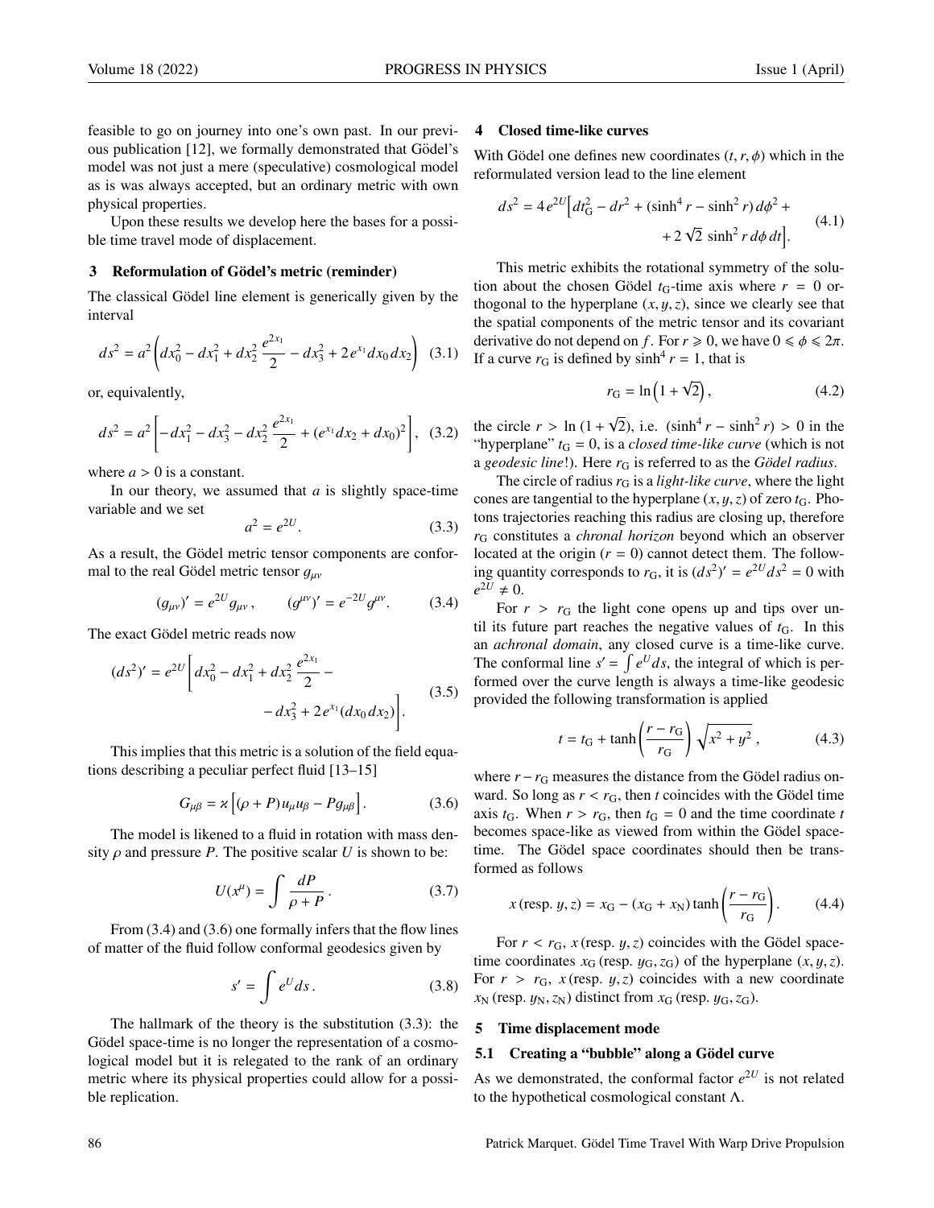feasible to go on journey into one's own past. In our previous publication [12], we formally demonstrated that Gödel's model was not just a mere (speculative) cosmological model as is was always accepted, but an ordinary metric with own physical properties.

Upon these results we develop here the bases for a possible time travel mode of displacement.

## 3 Reformulation of Gödel's metric (reminder)

The classical Gödel line element is generically given by the interval

$$ds^2 = a^2\left(dx_0^2 - dx_1^2 + dx_2^2\,\frac{e^{2x_1}}{2} - dx_3^2 + 2\,e^{x_1}dx_0\,dx_2\right) \quad (3.1)$$

or, equivalently,

$$ds^2 = a^2\left[-dx_1^2 - dx_3^2 - dx_2^2\,\frac{e^{2x_1}}{2} + (e^{x_1}dx_2 + dx_0)^2\right], \quad (3.2)$$

where $a > 0$ is a constant.

In our theory, we assumed that $a$ is slightly space-time variable and we set

$$a^2 = e^{2U}. \quad (3.3)$$

As a result, the Gödel metric tensor components are conformal to the real Gödel metric tensor $g_{\mu\nu}$

$$(g_{\mu\nu})' = e^{2U}g_{\mu\nu}\,, \qquad (g^{\mu\nu})' = e^{-2U}g^{\mu\nu}. \quad (3.4)$$

The exact Gödel metric reads now

$$(ds^2)' = e^{2U}\left[dx_0^2 - dx_1^2 + dx_2^2\,\frac{e^{2x_1}}{2} - dx_3^2 + 2\,e^{x_1}(dx_0\,dx_2)\right]. \quad (3.5)$$

This implies that this metric is a solution of the field equations describing a peculiar perfect fluid [13–15]

$$G_{\mu\beta} = \varkappa\left[(\rho + P)\,u_\mu u_\beta - P g_{\mu\beta}\right]. \quad (3.6)$$

The model is likened to a fluid in rotation with mass density $\rho$ and pressure $P$. The positive scalar $U$ is shown to be:

$$U(x^\mu) = \int \frac{dP}{\rho + P}\,. \quad (3.7)$$

From (3.4) and (3.6) one formally infers that the flow lines of matter of the fluid follow conformal geodesics given by

$$s' = \int e^U ds\,. \quad (3.8)$$

The hallmark of the theory is the substitution (3.3): the Gödel space-time is no longer the representation of a cosmological model but it is relegated to the rank of an ordinary metric where its physical properties could allow for a possible replication.

## 4 Closed time-like curves

With Gödel one defines new coordinates $(t, r, \phi)$ which in the reformulated version lead to the line element

$$ds^2 = 4\,e^{2U}\Big[dt_G^2 - dr^2 + (\sinh^4 r - \sinh^2 r)\,d\phi^2 + 2\sqrt{2}\,\sinh^2 r\,d\phi\,dt\Big]. \quad (4.1)$$

This metric exhibits the rotational symmetry of the solution about the chosen Gödel $t_G$-time axis where $r = 0$ orthogonal to the hyperplane $(x, y, z)$, since we clearly see that the spatial components of the metric tensor and its covariant derivative do not depend on $f$. For $r \geqslant 0$, we have $0 \leqslant \phi \leqslant 2\pi$. If a curve $r_G$ is defined by $\sinh^4 r = 1$, that is

$$r_G = \ln\left(1 + \sqrt{2}\right), \quad (4.2)$$

the circle $r > \ln\,(1 + \sqrt{2})$, i.e. $(\sinh^4 r - \sinh^2 r) > 0$ in the "hyperplane" $t_G = 0$, is a *closed time-like curve* (which is not a *geodesic line*!). Here $r_G$ is referred to as the *Gödel radius*.

The circle of radius $r_G$ is a *light-like curve*, where the light cones are tangential to the hyperplane $(x, y, z)$ of zero $t_G$. Photons trajectories reaching this radius are closing up, therefore $r_G$ constitutes a *chronal horizon* beyond which an observer located at the origin ($r = 0$) cannot detect them. The following quantity corresponds to $r_G$, it is $(ds^2)' = e^{2U}ds^2 = 0$ with $e^{2U} \neq 0$.

For $r > r_G$ the light cone opens up and tips over until its future part reaches the negative values of $t_G$. In this an *achronal domain*, any closed curve is a time-like curve. The conformal line $s' = \int e^U ds$, the integral of which is performed over the curve length is always a time-like geodesic provided the following transformation is applied

$$t = t_G + \tanh\left(\frac{r - r_G}{r_G}\right)\sqrt{x^2 + y^2}\,, \quad (4.3)$$

where $r - r_G$ measures the distance from the Gödel radius onward. So long as $r < r_G$, then $t$ coincides with the Gödel time axis $t_G$. When $r > r_G$, then $t_G = 0$ and the time coordinate $t$ becomes space-like as viewed from within the Gödel spacetime. The Gödel space coordinates should then be transformed as follows

$$x\,(\text{resp. } y, z) = x_G - (x_G + x_N)\tanh\left(\frac{r - r_G}{r_G}\right). \quad (4.4)$$

For $r < r_G$, $x$ (resp. $y, z$) coincides with the Gödel spacetime coordinates $x_G$ (resp. $y_G, z_G$) of the hyperplane $(x, y, z)$. For $r > r_G$, $x$ (resp. $y, z$) coincides with a new coordinate $x_N$ (resp. $y_N, z_N$) distinct from $x_G$ (resp. $y_G, z_G$).

## 5 Time displacement mode

### 5.1 Creating a "bubble" along a Gödel curve

As we demonstrated, the conformal factor $e^{2U}$ is not related to the hypothetical cosmological constant $\Lambda$.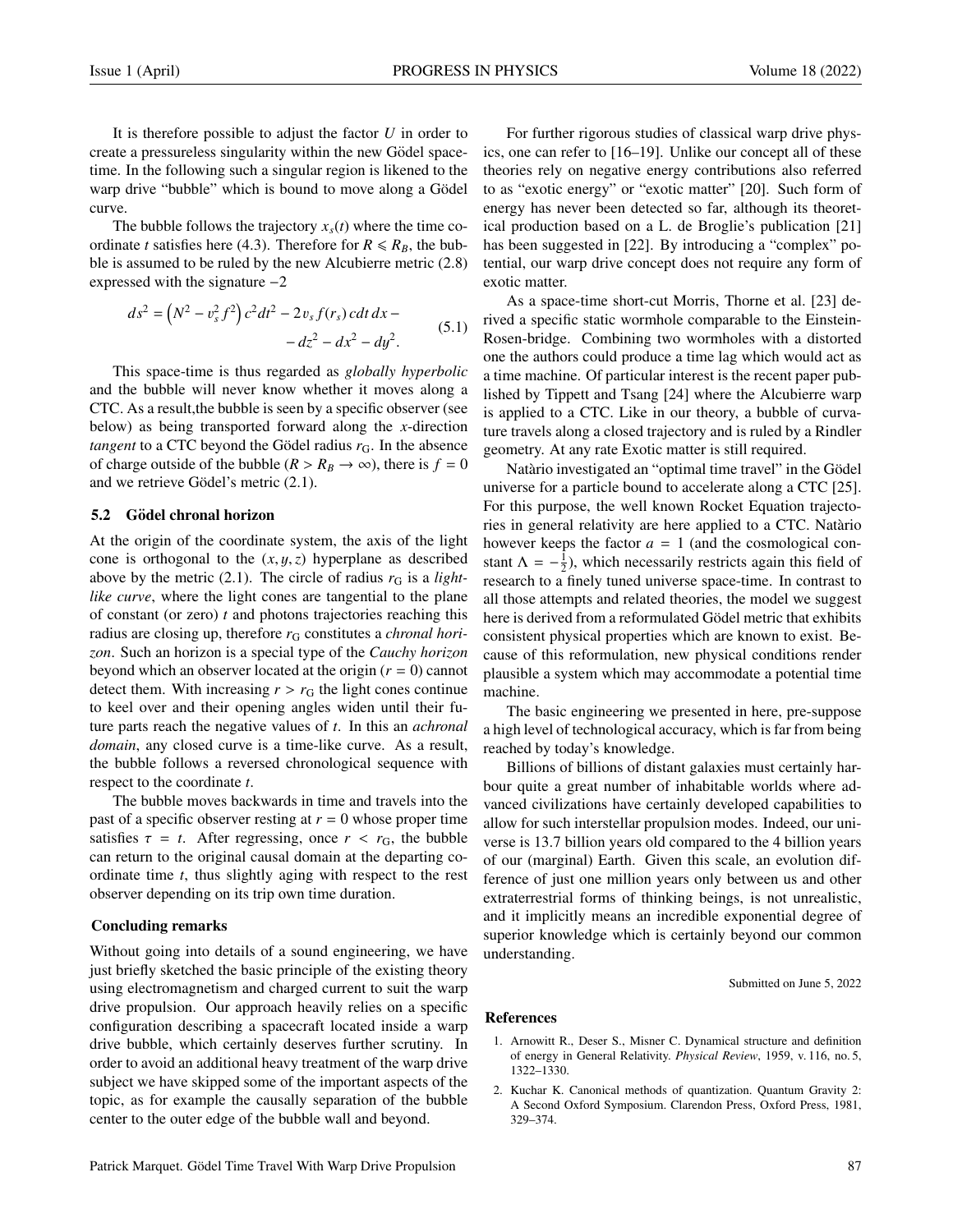It is therefore possible to adjust the factor $U$ in order to create a pressureless singularity within the new Gödel space-time. In the following such a singular region is likened to the warp drive "bubble" which is bound to move along a Gödel curve.

The bubble follows the trajectory $x_s(t)$ where the time coordinate $t$ satisfies here (4.3). Therefore for $R \leqslant R_B$, the bubble is assumed to be ruled by the new Alcubierre metric (2.8) expressed with the signature $-2$

$$ds^2 = \left(N^2 - v_s^2 f^2\right) c^2 dt^2 - 2 v_s f(r_s)\, c dt\, dx - \\ - dz^2 - dx^2 - dy^2. \tag{5.1}$$

This space-time is thus regarded as *globally hyperbolic* and the bubble will never know whether it moves along a CTC. As a result,the bubble is seen by a specific observer (see below) as being transported forward along the $x$-direction *tangent* to a CTC beyond the Gödel radius $r_G$. In the absence of charge outside of the bubble ($R > R_B \to \infty$), there is $f = 0$ and we retrieve Gödel's metric (2.1).

### 5.2 Gödel chronal horizon

At the origin of the coordinate system, the axis of the light cone is orthogonal to the $(x, y, z)$ hyperplane as described above by the metric (2.1). The circle of radius $r_G$ is a *light-like curve*, where the light cones are tangential to the plane of constant (or zero) $t$ and photons trajectories reaching this radius are closing up, therefore $r_G$ constitutes a *chronal horizon*. Such an horizon is a special type of the *Cauchy horizon* beyond which an observer located at the origin ($r = 0$) cannot detect them. With increasing $r > r_G$ the light cones continue to keel over and their opening angles widen until their future parts reach the negative values of $t$. In this an *achronal domain*, any closed curve is a time-like curve. As a result, the bubble follows a reversed chronological sequence with respect to the coordinate $t$.

The bubble moves backwards in time and travels into the past of a specific observer resting at $r = 0$ whose proper time satisfies $\tau = t$. After regressing, once $r < r_G$, the bubble can return to the original causal domain at the departing coordinate time $t$, thus slightly aging with respect to the rest observer depending on its trip own time duration.

### Concluding remarks

Without going into details of a sound engineering, we have just briefly sketched the basic principle of the existing theory using electromagnetism and charged current to suit the warp drive propulsion. Our approach heavily relies on a specific configuration describing a spacecraft located inside a warp drive bubble, which certainly deserves further scrutiny. In order to avoid an additional heavy treatment of the warp drive subject we have skipped some of the important aspects of the topic, as for example the causally separation of the bubble center to the outer edge of the bubble wall and beyond.

For further rigorous studies of classical warp drive physics, one can refer to [16–19]. Unlike our concept all of these theories rely on negative energy contributions also referred to as "exotic energy" or "exotic matter" [20]. Such form of energy has never been detected so far, although its theoretical production based on a L. de Broglie's publication [21] has been suggested in [22]. By introducing a "complex" potential, our warp drive concept does not require any form of exotic matter.

As a space-time short-cut Morris, Thorne et al. [23] derived a specific static wormhole comparable to the Einstein-Rosen-bridge. Combining two wormholes with a distorted one the authors could produce a time lag which would act as a time machine. Of particular interest is the recent paper published by Tippett and Tsang [24] where the Alcubierre warp is applied to a CTC. Like in our theory, a bubble of curvature travels along a closed trajectory and is ruled by a Rindler geometry. At any rate Exotic matter is still required.

Natàrio investigated an "optimal time travel" in the Gödel universe for a particle bound to accelerate along a CTC [25]. For this purpose, the well known Rocket Equation trajectories in general relativity are here applied to a CTC. Natàrio however keeps the factor $a = 1$ (and the cosmological constant $\Lambda = -\frac{1}{2}$), which necessarily restricts again this field of research to a finely tuned universe space-time. In contrast to all those attempts and related theories, the model we suggest here is derived from a reformulated Gödel metric that exhibits consistent physical properties which are known to exist. Because of this reformulation, new physical conditions render plausible a system which may accommodate a potential time machine.

The basic engineering we presented in here, pre-suppose a high level of technological accuracy, which is far from being reached by today's knowledge.

Billions of billions of distant galaxies must certainly harbour quite a great number of inhabitable worlds where advanced civilizations have certainly developed capabilities to allow for such interstellar propulsion modes. Indeed, our universe is 13.7 billion years old compared to the 4 billion years of our (marginal) Earth. Given this scale, an evolution difference of just one million years only between us and other extraterrestrial forms of thinking beings, is not unrealistic, and it implicitly means an incredible exponential degree of superior knowledge which is certainly beyond our common understanding.

Submitted on June 5, 2022

### References

1. Arnowitt R., Deser S., Misner C. Dynamical structure and definition of energy in General Relativity. *Physical Review*, 1959, v. 116, no. 5, 1322–1330.
2. Kuchar K. Canonical methods of quantization. Quantum Gravity 2: A Second Oxford Symposium. Clarendon Press, Oxford Press, 1981, 329–374.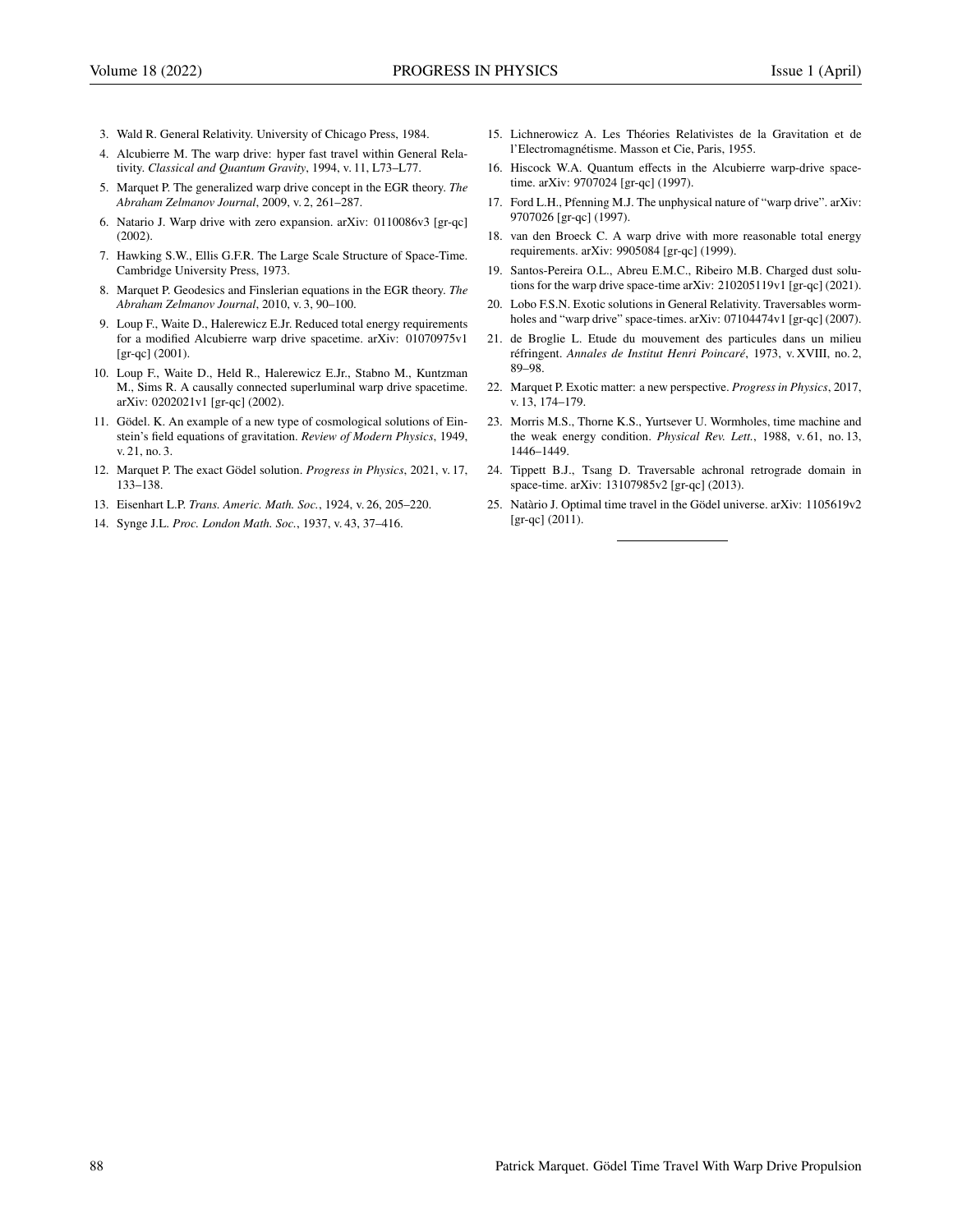3. Wald R. General Relativity. University of Chicago Press, 1984.
4. Alcubierre M. The warp drive: hyper fast travel within General Relativity. *Classical and Quantum Gravity*, 1994, v. 11, L73–L77.
5. Marquet P. The generalized warp drive concept in the EGR theory. *The Abraham Zelmanov Journal*, 2009, v. 2, 261–287.
6. Natario J. Warp drive with zero expansion. arXiv: 0110086v3 [gr-qc] (2002).
7. Hawking S.W., Ellis G.F.R. The Large Scale Structure of Space-Time. Cambridge University Press, 1973.
8. Marquet P. Geodesics and Finslerian equations in the EGR theory. *The Abraham Zelmanov Journal*, 2010, v. 3, 90–100.
9. Loup F., Waite D., Halerewicz E.Jr. Reduced total energy requirements for a modified Alcubierre warp drive spacetime. arXiv: 01070975v1 [gr-qc] (2001).
10. Loup F., Waite D., Held R., Halerewicz E.Jr., Stabno M., Kuntzman M., Sims R. A causally connected superluminal warp drive spacetime. arXiv: 0202021v1 [gr-qc] (2002).
11. Gödel. K. An example of a new type of cosmological solutions of Einstein's field equations of gravitation. *Review of Modern Physics*, 1949, v. 21, no. 3.
12. Marquet P. The exact Gödel solution. *Progress in Physics*, 2021, v. 17, 133–138.
13. Eisenhart L.P. *Trans. Americ. Math. Soc.*, 1924, v. 26, 205–220.
14. Synge J.L. *Proc. London Math. Soc.*, 1937, v. 43, 37–416.
15. Lichnerowicz A. Les Théories Relativistes de la Gravitation et de l'Electromagnétisme. Masson et Cie, Paris, 1955.
16. Hiscock W.A. Quantum effects in the Alcubierre warp-drive spacetime. arXiv: 9707024 [gr-qc] (1997).
17. Ford L.H., Pfenning M.J. The unphysical nature of "warp drive". arXiv: 9707026 [gr-qc] (1997).
18. van den Broeck C. A warp drive with more reasonable total energy requirements. arXiv: 9905084 [gr-qc] (1999).
19. Santos-Pereira O.L., Abreu E.M.C., Ribeiro M.B. Charged dust solutions for the warp drive space-time arXiv: 210205119v1 [gr-qc] (2021).
20. Lobo F.S.N. Exotic solutions in General Relativity. Traversables wormholes and "warp drive" space-times. arXiv: 07104474v1 [gr-qc] (2007).
21. de Broglie L. Etude du mouvement des particules dans un milieu réfringent. *Annales de Institut Henri Poincaré*, 1973, v. XVIII, no. 2, 89–98.
22. Marquet P. Exotic matter: a new perspective. *Progress in Physics*, 2017, v. 13, 174–179.
23. Morris M.S., Thorne K.S., Yurtsever U. Wormholes, time machine and the weak energy condition. *Physical Rev. Lett.*, 1988, v. 61, no. 13, 1446–1449.
24. Tippett B.J., Tsang D. Traversable achronal retrograde domain in space-time. arXiv: 13107985v2 [gr-qc] (2013).
25. Natàrio J. Optimal time travel in the Gödel universe. arXiv: 1105619v2 [gr-qc] (2011).